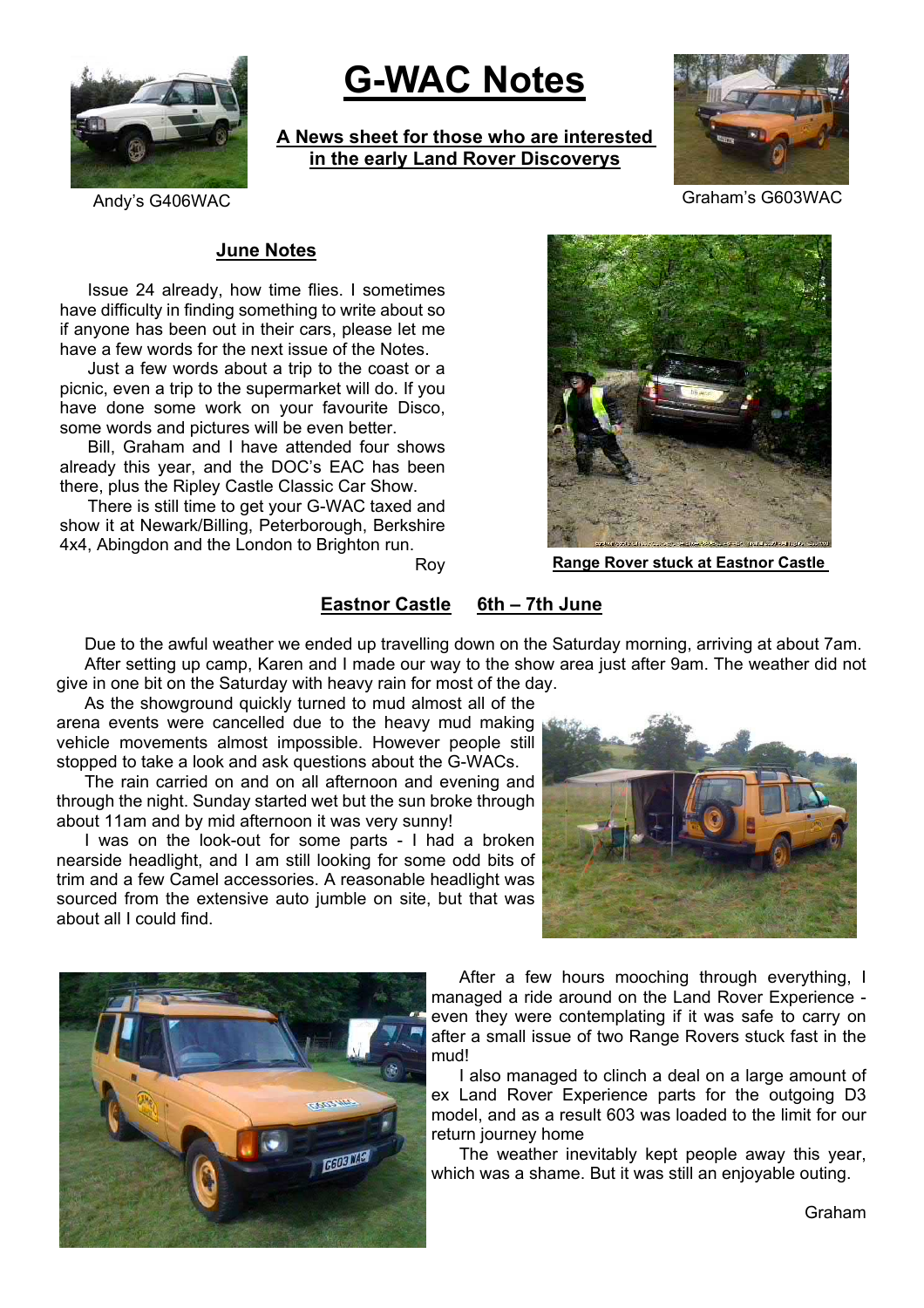Andy's G406WAC

# G-WAC Notes

**A News sheet for those who are interested in the early Land Rover Discoverys**

Graham's G603WAC

## June Notes

Issue 24 already, how time flies. I sometimes have difficulty in finding something to write about so if anyone has been out in their cars, please let me have a few words for the next issue of the Notes.

Just a few words about a trip to the coast or a picnic, even a trip to the supermarket will do. If you have done some work on your favourite Disco, some words and pictures will be even better.

Bill, Graham and I have attended four shows already this year, and the DOC's EAC has been there, plus the Ripley Castle Classic Car Show.

There is still time to get your G-WAC taxed and show it at Newark/Billing, Peterborough, Berkshire 4x4, Abingdon and the London to Brighton run.

Roy

**Range Rover stuck at Eastnor Castle**

## Eastnor Castle 6th – 7th June

Due to the awful weather we ended up travelling down on the Saturday morning, arriving at about 7am.

After setting up camp, Karen and I made our way to the show area just after 9am. The weather did not give in one bit on the Saturday with heavy rain for most of the day.

As the showground quickly turned to mud almost all of the arena events were cancelled due to the heavy mud making vehicle movements almost impossible. However people still stopped to take a look and ask questions about the G-WACs.

The rain carried on and on all afternoon and evening and through the night. Sunday started wet but the sun broke through about 11am and by mid afternoon it was very sunny!

I was on the look-out for some parts - I had a broken nearside headlight, and I am still looking for some odd bits of trim and a few Camel accessories. A reasonable headlight was sourced from the extensive auto jumble on site, but that was about all I could find.

After a few hours mooching through everything, I managed a ride around on the Land Rover Experience - even they were contemplating if it was safe to carry on after a small issue of two Range Rovers stuck fast in the mud!

I also managed to clinch a deal on a large amount of ex Land Rover Experience parts for the outgoing D3 model, and as a result 603 was loaded to the limit for our return journey home

The weather inevitably kept people away this year, which was a shame. But it was still an enjoyable outing.

Graham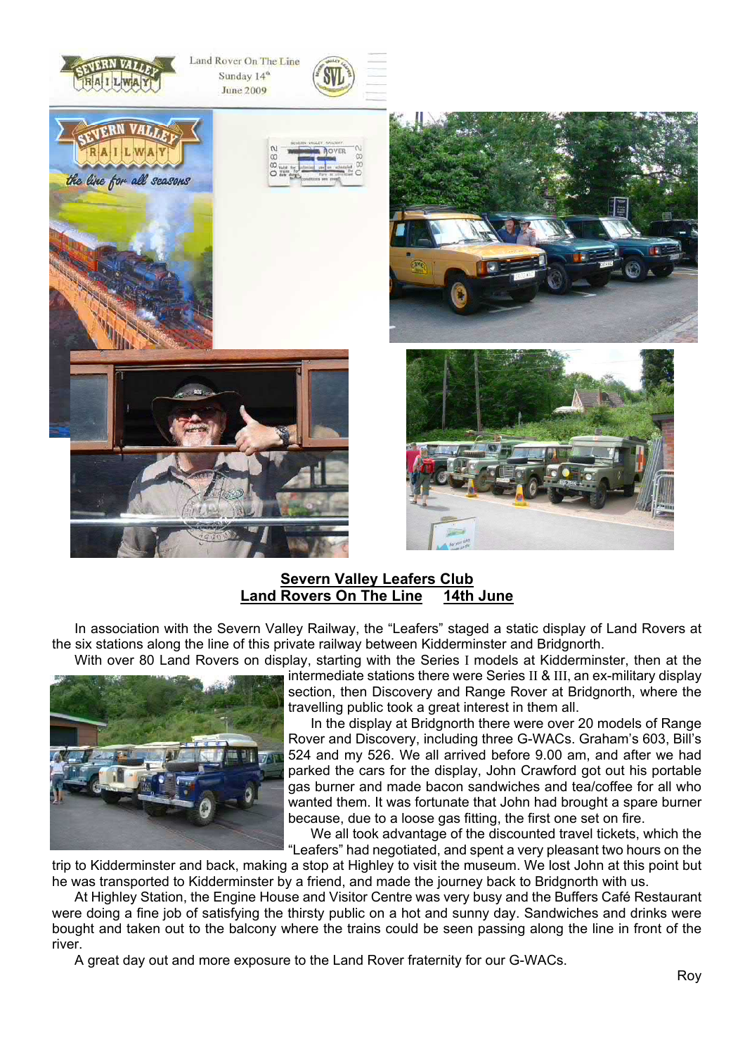## Severn Valley Leafers Club
## Land Rovers On The Line    14th June

In association with the Severn Valley Railway, the "Leafers" staged a static display of Land Rovers at the six stations along the line of this private railway between Kidderminster and Bridgnorth.

With over 80 Land Rovers on display, starting with the Series I models at Kidderminster, then at the intermediate stations there were Series II & III, an ex-military display section, then Discovery and Range Rover at Bridgnorth, where the travelling public took a great interest in them all.

In the display at Bridgnorth there were over 20 models of Range Rover and Discovery, including three G-WACs. Graham's 603, Bill's 524 and my 526. We all arrived before 9.00 am, and after we had parked the cars for the display, John Crawford got out his portable gas burner and made bacon sandwiches and tea/coffee for all who wanted them. It was fortunate that John had brought a spare burner because, due to a loose gas fitting, the first one set on fire.

We all took advantage of the discounted travel tickets, which the "Leafers" had negotiated, and spent a very pleasant two hours on the trip to Kidderminster and back, making a stop at Highley to visit the museum. We lost John at this point but he was transported to Kidderminster by a friend, and made the journey back to Bridgnorth with us.

At Highley Station, the Engine House and Visitor Centre was very busy and the Buffers Café Restaurant were doing a fine job of satisfying the thirsty public on a hot and sunny day. Sandwiches and drinks were bought and taken out to the balcony where the trains could be seen passing along the line in front of the river.

A great day out and more exposure to the Land Rover fraternity for our G-WACs.

Roy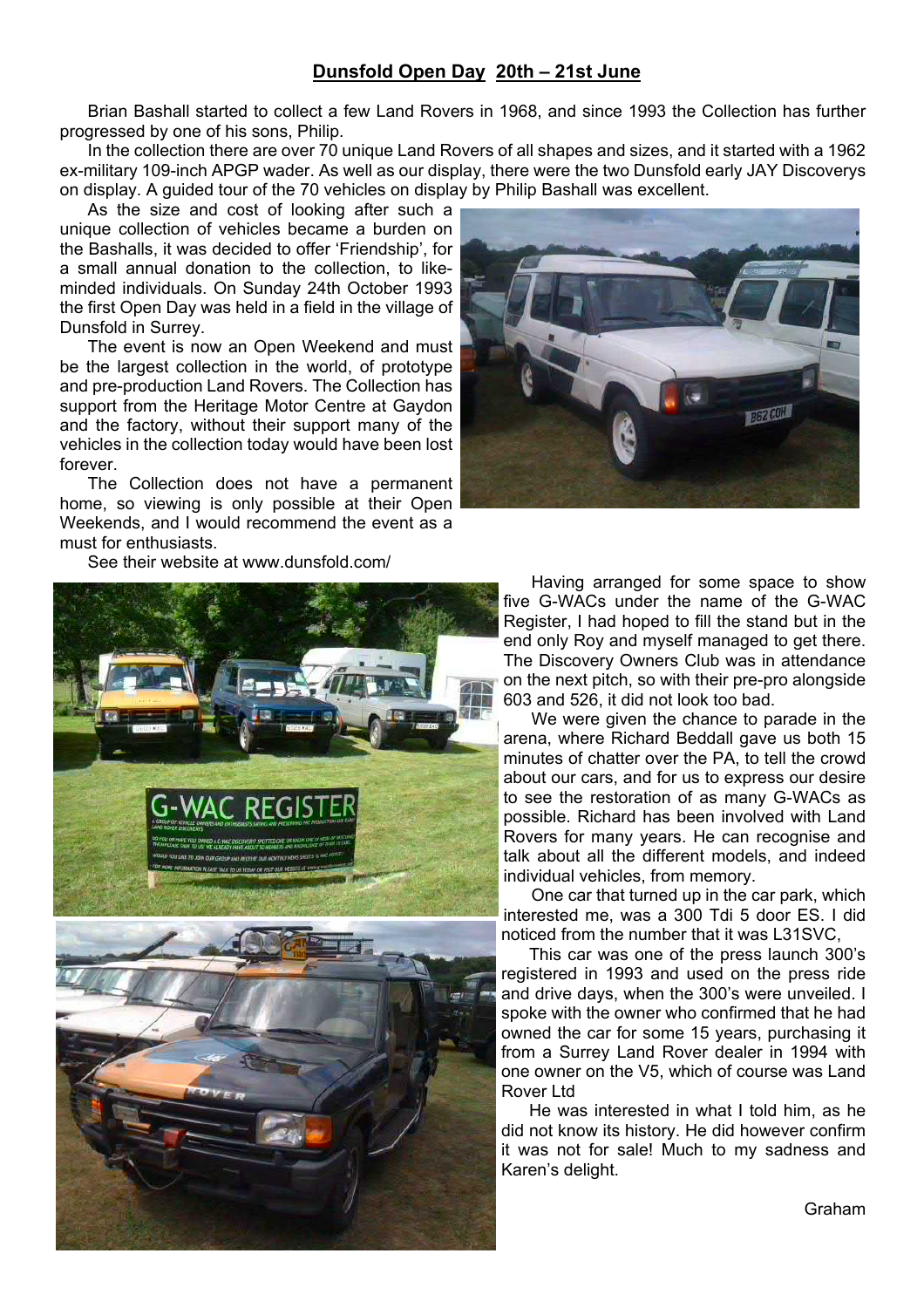## Dunsfold Open Day 20th – 21st June

Brian Bashall started to collect a few Land Rovers in 1968, and since 1993 the Collection has further progressed by one of his sons, Philip.

In the collection there are over 70 unique Land Rovers of all shapes and sizes, and it started with a 1962 ex-military 109-inch APGP wader. As well as our display, there were the two Dunsfold early JAY Discoverys on display. A guided tour of the 70 vehicles on display by Philip Bashall was excellent.

As the size and cost of looking after such a unique collection of vehicles became a burden on the Bashalls, it was decided to offer 'Friendship', for a small annual donation to the collection, to like-minded individuals. On Sunday 24th October 1993 the first Open Day was held in a field in the village of Dunsfold in Surrey.

The event is now an Open Weekend and must be the largest collection in the world, of prototype and pre-production Land Rovers. The Collection has support from the Heritage Motor Centre at Gaydon and the factory, without their support many of the vehicles in the collection today would have been lost forever.

The Collection does not have a permanent home, so viewing is only possible at their Open Weekends, and I would recommend the event as a must for enthusiasts.

See their website at www.dunsfold.com/

Having arranged for some space to show five G-WACs under the name of the G-WAC Register, I had hoped to fill the stand but in the end only Roy and myself managed to get there. The Discovery Owners Club was in attendance on the next pitch, so with their pre-pro alongside 603 and 526, it did not look too bad.

We were given the chance to parade in the arena, where Richard Beddall gave us both 15 minutes of chatter over the PA, to tell the crowd about our cars, and for us to express our desire to see the restoration of as many G-WACs as possible. Richard has been involved with Land Rovers for many years. He can recognise and talk about all the different models, and indeed individual vehicles, from memory.

One car that turned up in the car park, which interested me, was a 300 Tdi 5 door ES. I did noticed from the number that it was L31SVC,

This car was one of the press launch 300's registered in 1993 and used on the press ride and drive days, when the 300's were unveiled. I spoke with the owner who confirmed that he had owned the car for some 15 years, purchasing it from a Surrey Land Rover dealer in 1994 with one owner on the V5, which of course was Land Rover Ltd

He was interested in what I told him, as he did not know its history. He did however confirm it was not for sale! Much to my sadness and Karen's delight.

Graham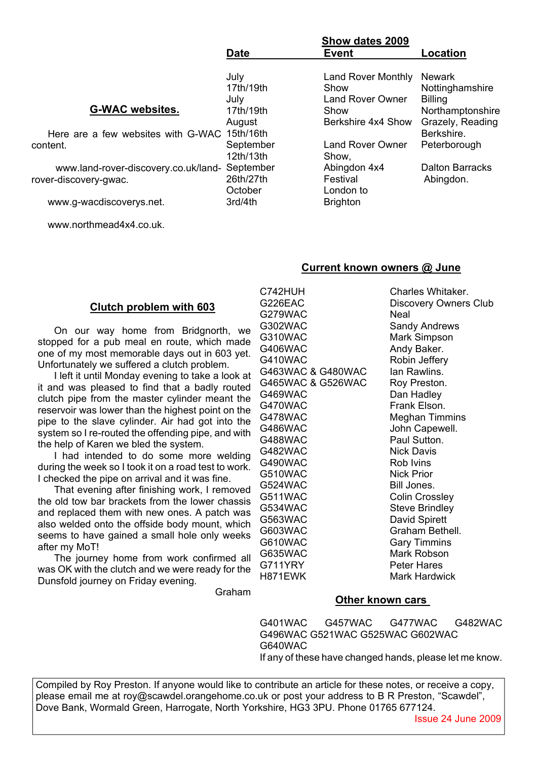## G-WAC websites.

Here are a few websites with G-WAC content.

www.land-rover-discovery.co.uk/land-rover-discovery-gwac.

www.g-wacdiscoverys.net.

www.northmead4x4.co.uk.

## Show dates 2009

| Date | Event | Location |
|---|---|---|
| July 17th/19th | Land Rover Monthly Show | Newark Nottinghamshire |
| July 17th/19th | Land Rover Owner Show | Billing Northamptonshire |
| August 15th/16th | Berkshire 4x4 Show | Grazely, Reading Berkshire. |
| September 12th/13th | Land Rover Owner Show, | Peterborough |
| September 26th/27th | Abingdon 4x4 Festival | Dalton Barracks Abingdon. |
| October 3rd/4th | London to Brighton | |

## Clutch problem with 603

On our way home from Bridgnorth, we stopped for a pub meal en route, which made one of my most memorable days out in 603 yet. Unfortunately we suffered a clutch problem.

I left it until Monday evening to take a look at it and was pleased to find that a badly routed clutch pipe from the master cylinder meant the reservoir was lower than the highest point on the pipe to the slave cylinder. Air had got into the system so I re-routed the offending pipe, and with the help of Karen we bled the system.

I had intended to do some more welding during the week so I took it on a road test to work. I checked the pipe on arrival and it was fine.

That evening after finishing work, I removed the old tow bar brackets from the lower chassis and replaced them with new ones. A patch was also welded onto the offside body mount, which seems to have gained a small hole only weeks after my MoT!

The journey home from work confirmed all was OK with the clutch and we were ready for the Dunsfold journey on Friday evening.

Graham

## Current known owners @ June

| | |
|---|---|
| C742HUH | Charles Whitaker. |
| G226EAC | Discovery Owners Club |
| G279WAC | Neal |
| G302WAC | Sandy Andrews |
| G310WAC | Mark Simpson |
| G406WAC | Andy Baker. |
| G410WAC | Robin Jeffery |
| G463WAC & G480WAC | Ian Rawlins. |
| G465WAC & G526WAC | Roy Preston. |
| G469WAC | Dan Hadley |
| G470WAC | Frank Elson. |
| G478WAC | Meghan Timmins |
| G486WAC | John Capewell. |
| G488WAC | Paul Sutton. |
| G482WAC | Nick Davis |
| G490WAC | Rob Ivins |
| G510WAC | Nick Prior |
| G524WAC | Bill Jones. |
| G511WAC | Colin Crossley |
| G534WAC | Steve Brindley |
| G563WAC | David Spirett |
| G603WAC | Graham Bethell. |
| G610WAC | Gary Timmins |
| G635WAC | Mark Robson |
| G711YRY | Peter Hares |
| H871EWK | Mark Hardwick |

## Other known cars

G401WAC G457WAC G477WAC G482WAC G496WAC G521WAC G525WAC G602WAC G640WAC

If any of these have changed hands, please let me know.

Compiled by Roy Preston. If anyone would like to contribute an article for these notes, or receive a copy, please email me at roy@scawdel.orangehome.co.uk or post your address to B R Preston, "Scawdel", Dove Bank, Wormald Green, Harrogate, North Yorkshire, HG3 3PU. Phone 01765 677124.

Issue 24 June 2009